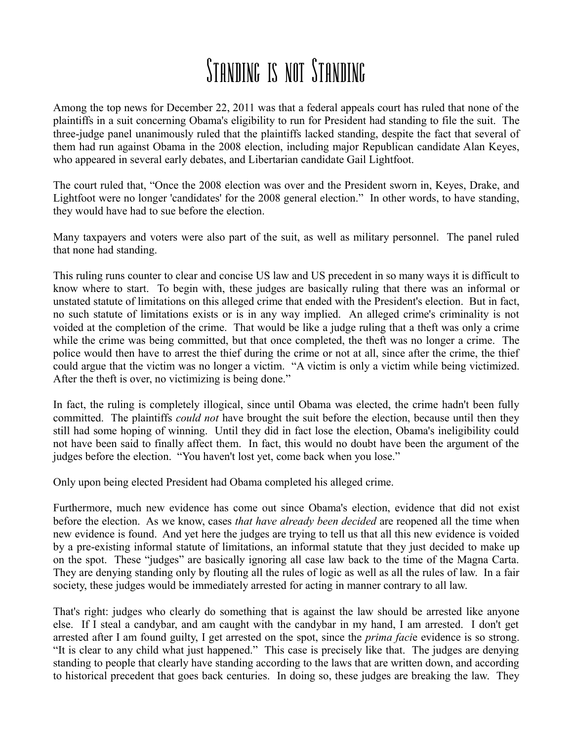# Standing is not Standing

Among the top news for December 22, 2011 was that a federal appeals court has ruled that none of the plaintiffs in a suit concerning Obama's eligibility to run for President had standing to file the suit. The three-judge panel unanimously ruled that the plaintiffs lacked standing, despite the fact that several of them had run against Obama in the 2008 election, including major Republican candidate Alan Keyes, who appeared in several early debates, and Libertarian candidate Gail Lightfoot.

The court ruled that, "Once the 2008 election was over and the President sworn in, Keyes, Drake, and Lightfoot were no longer 'candidates' for the 2008 general election." In other words, to have standing, they would have had to sue before the election.

Many taxpayers and voters were also part of the suit, as well as military personnel. The panel ruled that none had standing.

This ruling runs counter to clear and concise US law and US precedent in so many ways it is difficult to know where to start. To begin with, these judges are basically ruling that there was an informal or unstated statute of limitations on this alleged crime that ended with the President's election. But in fact, no such statute of limitations exists or is in any way implied. An alleged crime's criminality is not voided at the completion of the crime. That would be like a judge ruling that a theft was only a crime while the crime was being committed, but that once completed, the theft was no longer a crime. The police would then have to arrest the thief during the crime or not at all, since after the crime, the thief could argue that the victim was no longer a victim. "A victim is only a victim while being victimized. After the theft is over, no victimizing is being done."

In fact, the ruling is completely illogical, since until Obama was elected, the crime hadn't been fully committed. The plaintiffs *could not* have brought the suit before the election, because until then they still had some hoping of winning. Until they did in fact lose the election, Obama's ineligibility could not have been said to finally affect them. In fact, this would no doubt have been the argument of the judges before the election. "You haven't lost yet, come back when you lose."

Only upon being elected President had Obama completed his alleged crime.

Furthermore, much new evidence has come out since Obama's election, evidence that did not exist before the election. As we know, cases *that have already been decided* are reopened all the time when new evidence is found. And yet here the judges are trying to tell us that all this new evidence is voided by a pre-existing informal statute of limitations, an informal statute that they just decided to make up on the spot. These "judges" are basically ignoring all case law back to the time of the Magna Carta. They are denying standing only by flouting all the rules of logic as well as all the rules of law. In a fair society, these judges would be immediately arrested for acting in manner contrary to all law.

That's right: judges who clearly do something that is against the law should be arrested like anyone else. If I steal a candybar, and am caught with the candybar in my hand, I am arrested. I don't get arrested after I am found guilty, I get arrested on the spot, since the *prima facie* evidence is so strong. "It is clear to any child what just happened." This case is precisely like that. The judges are denying standing to people that clearly have standing according to the laws that are written down, and according to historical precedent that goes back centuries. In doing so, these judges are breaking the law. They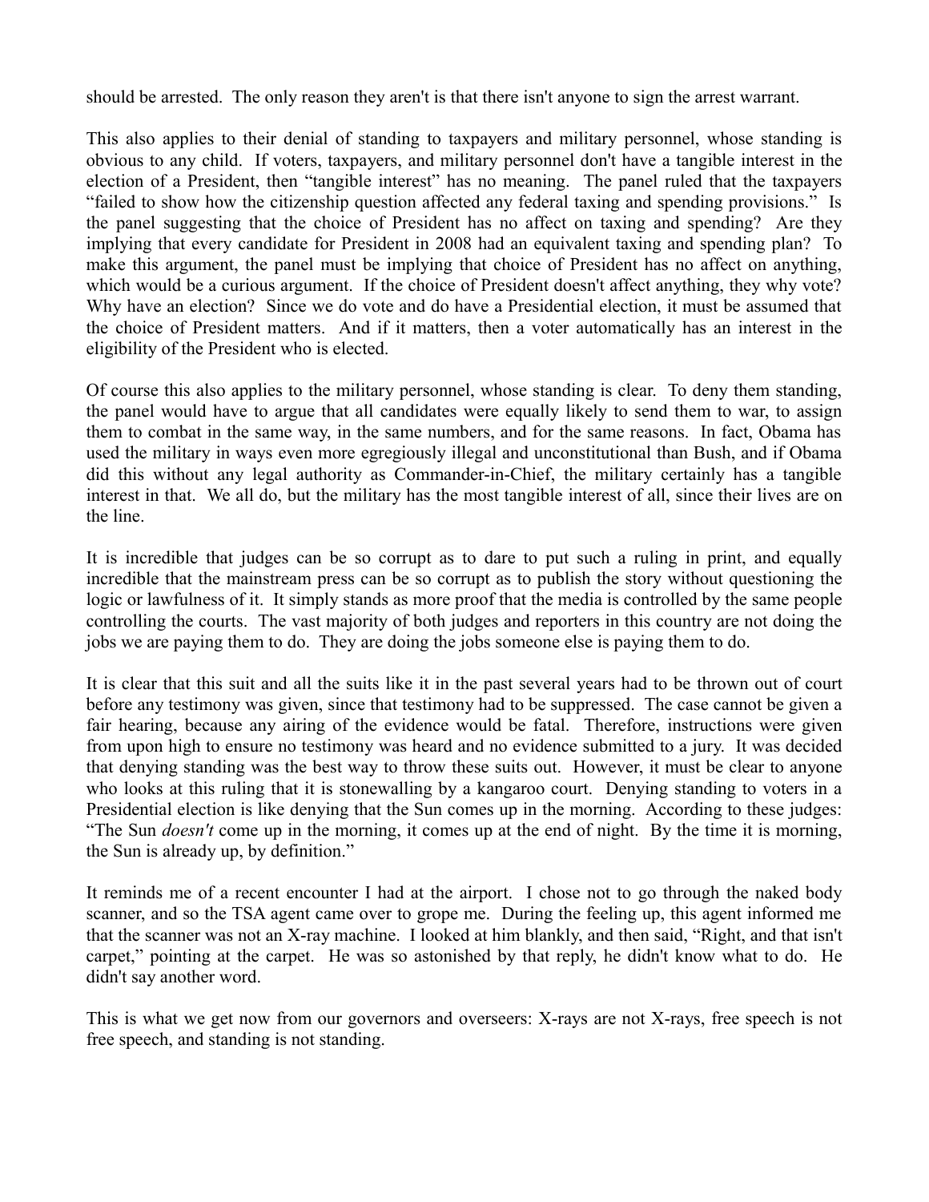should be arrested. The only reason they aren't is that there isn't anyone to sign the arrest warrant.

This also applies to their denial of standing to taxpayers and military personnel, whose standing is obvious to any child. If voters, taxpayers, and military personnel don't have a tangible interest in the election of a President, then "tangible interest" has no meaning. The panel ruled that the taxpayers "failed to show how the citizenship question affected any federal taxing and spending provisions." Is the panel suggesting that the choice of President has no affect on taxing and spending? Are they implying that every candidate for President in 2008 had an equivalent taxing and spending plan? To make this argument, the panel must be implying that choice of President has no affect on anything, which would be a curious argument. If the choice of President doesn't affect anything, they why vote? Why have an election? Since we do vote and do have a Presidential election, it must be assumed that the choice of President matters. And if it matters, then a voter automatically has an interest in the eligibility of the President who is elected.

Of course this also applies to the military personnel, whose standing is clear. To deny them standing, the panel would have to argue that all candidates were equally likely to send them to war, to assign them to combat in the same way, in the same numbers, and for the same reasons. In fact, Obama has used the military in ways even more egregiously illegal and unconstitutional than Bush, and if Obama did this without any legal authority as Commander-in-Chief, the military certainly has a tangible interest in that. We all do, but the military has the most tangible interest of all, since their lives are on the line.

It is incredible that judges can be so corrupt as to dare to put such a ruling in print, and equally incredible that the mainstream press can be so corrupt as to publish the story without questioning the logic or lawfulness of it. It simply stands as more proof that the media is controlled by the same people controlling the courts. The vast majority of both judges and reporters in this country are not doing the jobs we are paying them to do. They are doing the jobs someone else is paying them to do.

It is clear that this suit and all the suits like it in the past several years had to be thrown out of court before any testimony was given, since that testimony had to be suppressed. The case cannot be given a fair hearing, because any airing of the evidence would be fatal. Therefore, instructions were given from upon high to ensure no testimony was heard and no evidence submitted to a jury. It was decided that denying standing was the best way to throw these suits out. However, it must be clear to anyone who looks at this ruling that it is stonewalling by a kangaroo court. Denying standing to voters in a Presidential election is like denying that the Sun comes up in the morning. According to these judges: "The Sun *doesn't* come up in the morning, it comes up at the end of night. By the time it is morning, the Sun is already up, by definition."

It reminds me of a recent encounter I had at the airport. I chose not to go through the naked body scanner, and so the TSA agent came over to grope me. During the feeling up, this agent informed me that the scanner was not an X-ray machine. I looked at him blankly, and then said, "Right, and that isn't carpet," pointing at the carpet. He was so astonished by that reply, he didn't know what to do. He didn't say another word.

This is what we get now from our governors and overseers: X-rays are not X-rays, free speech is not free speech, and standing is not standing.